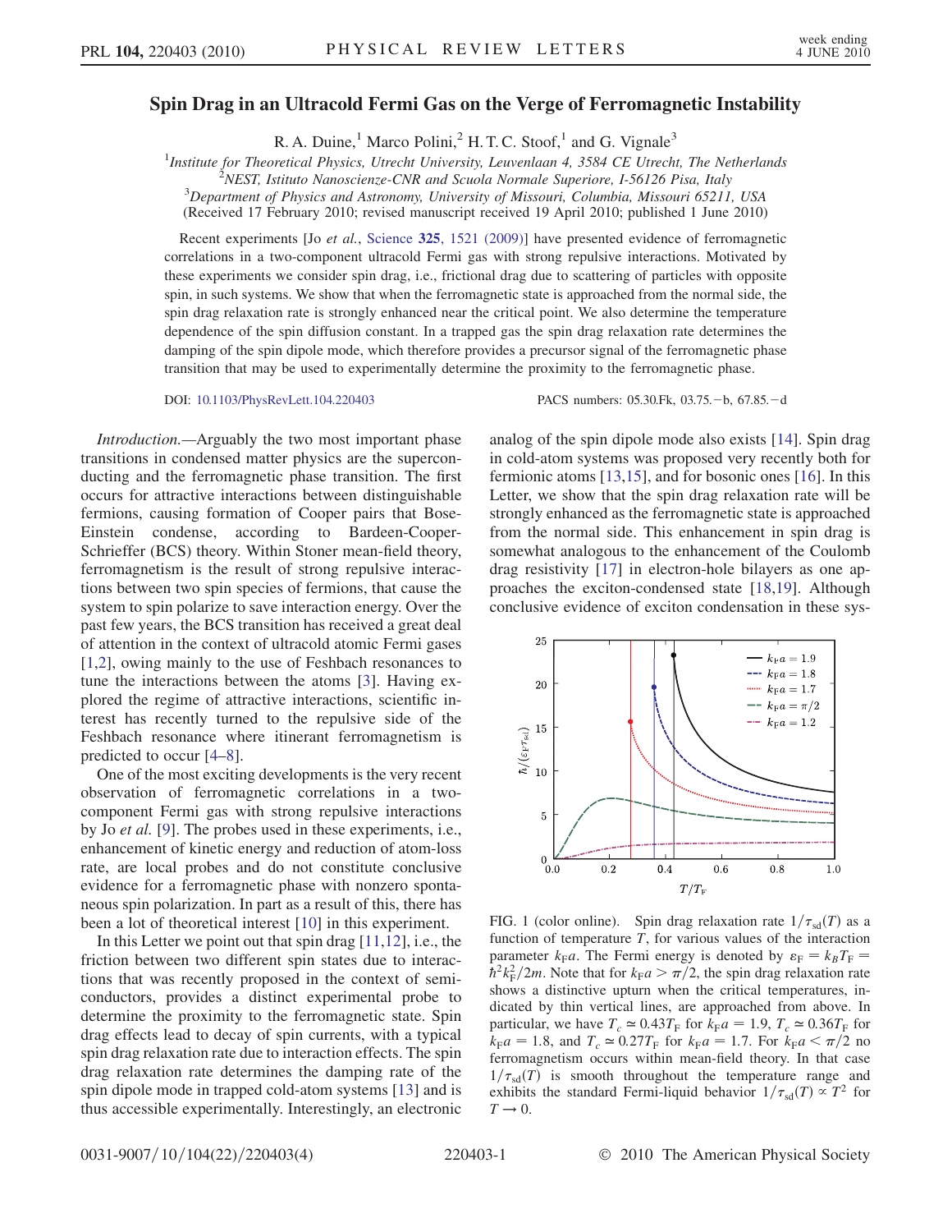# Spin Drag in an Ultracold Fermi Gas on the Verge of Ferromagnetic Instability

R. A. Duine,[1] Marco Polini,[2] H. T. C. Stoof,[1] and G. Vignale[3]

[1]*Institute for Theoretical Physics, Utrecht University, Leuvenlaan 4, 3584 CE Utrecht, The Netherlands*
[2]*NEST, Istituto Nanoscienze-CNR and Scuola Normale Superiore, I-56126 Pisa, Italy*
[3]*Department of Physics and Astronomy, University of Missouri, Columbia, Missouri 65211, USA*
(Received 17 February 2010; revised manuscript received 19 April 2010; published 1 June 2010)

Recent experiments [Jo *et al.*, Science **325**, 1521 (2009)] have presented evidence of ferromagnetic correlations in a two-component ultracold Fermi gas with strong repulsive interactions. Motivated by these experiments we consider spin drag, i.e., frictional drag due to scattering of particles with opposite spin, in such systems. We show that when the ferromagnetic state is approached from the normal side, the spin drag relaxation rate is strongly enhanced near the critical point. We also determine the temperature dependence of the spin diffusion constant. In a trapped gas the spin drag relaxation rate determines the damping of the spin dipole mode, which therefore provides a precursor signal of the ferromagnetic phase transition that may be used to experimentally determine the proximity to the ferromagnetic phase.

DOI: 10.1103/PhysRevLett.104.220403 PACS numbers: 05.30.Fk, 03.75.−b, 67.85.−d

*Introduction.*—Arguably the two most important phase transitions in condensed matter physics are the superconducting and the ferromagnetic phase transition. The first occurs for attractive interactions between distinguishable fermions, causing formation of Cooper pairs that Bose-Einstein condense, according to Bardeen-Cooper-Schrieffer (BCS) theory. Within Stoner mean-field theory, ferromagnetism is the result of strong repulsive interactions between two spin species of fermions, that cause the system to spin polarize to save interaction energy. Over the past few years, the BCS transition has received a great deal of attention in the context of ultracold atomic Fermi gases [1,2], owing mainly to the use of Feshbach resonances to tune the interactions between the atoms [3]. Having explored the regime of attractive interactions, scientific interest has recently turned to the repulsive side of the Feshbach resonance where itinerant ferromagnetism is predicted to occur [4–8].

One of the most exciting developments is the very recent observation of ferromagnetic correlations in a two-component Fermi gas with strong repulsive interactions by Jo *et al.* [9]. The probes used in these experiments, i.e., enhancement of kinetic energy and reduction of atom-loss rate, are local probes and do not constitute conclusive evidence for a ferromagnetic phase with nonzero spontaneous spin polarization. In part as a result of this, there has been a lot of theoretical interest [10] in this experiment.

In this Letter we point out that spin drag [11,12], i.e., the friction between two different spin states due to interactions that was recently proposed in the context of semiconductors, provides a distinct experimental probe to determine the proximity to the ferromagnetic state. Spin drag effects lead to decay of spin currents, with a typical spin drag relaxation rate due to interaction effects. The spin drag relaxation rate determines the damping rate of the spin dipole mode in trapped cold-atom systems [13] and is thus accessible experimentally. Interestingly, an electronic analog of the spin dipole mode also exists [14]. Spin drag in cold-atom systems was proposed very recently both for fermionic atoms [13,15], and for bosonic ones [16]. In this Letter, we show that the spin drag relaxation rate will be strongly enhanced as the ferromagnetic state is approached from the normal side. This enhancement in spin drag is somewhat analogous to the enhancement of the Coulomb drag resistivity [17] in electron-hole bilayers as one approaches the exciton-condensed state [18,19]. Although conclusive evidence of exciton condensation in these sys-

FIG. 1 (color online). Spin drag relaxation rate $1/\tau_{\rm sd}(T)$ as a function of temperature $T$, for various values of the interaction parameter $k_{\rm F}a$. The Fermi energy is denoted by $\varepsilon_{\rm F} = k_B T_{\rm F} = \hbar^2 k_{\rm F}^2/2m$. Note that for $k_{\rm F}a > \pi/2$, the spin drag relaxation rate shows a distinctive upturn when the critical temperatures, indicated by thin vertical lines, are approached from above. In particular, we have $T_c \simeq 0.43 T_{\rm F}$ for $k_{\rm F}a = 1.9$, $T_c \simeq 0.36 T_{\rm F}$ for $k_{\rm F}a = 1.8$, and $T_c \simeq 0.27 T_{\rm F}$ for $k_{\rm F}a = 1.7$. For $k_{\rm F}a < \pi/2$ no ferromagnetism occurs within mean-field theory. In that case $1/\tau_{\rm sd}(T)$ is smooth throughout the temperature range and exhibits the standard Fermi-liquid behavior $1/\tau_{\rm sd}(T) \propto T^2$ for $T \to 0$.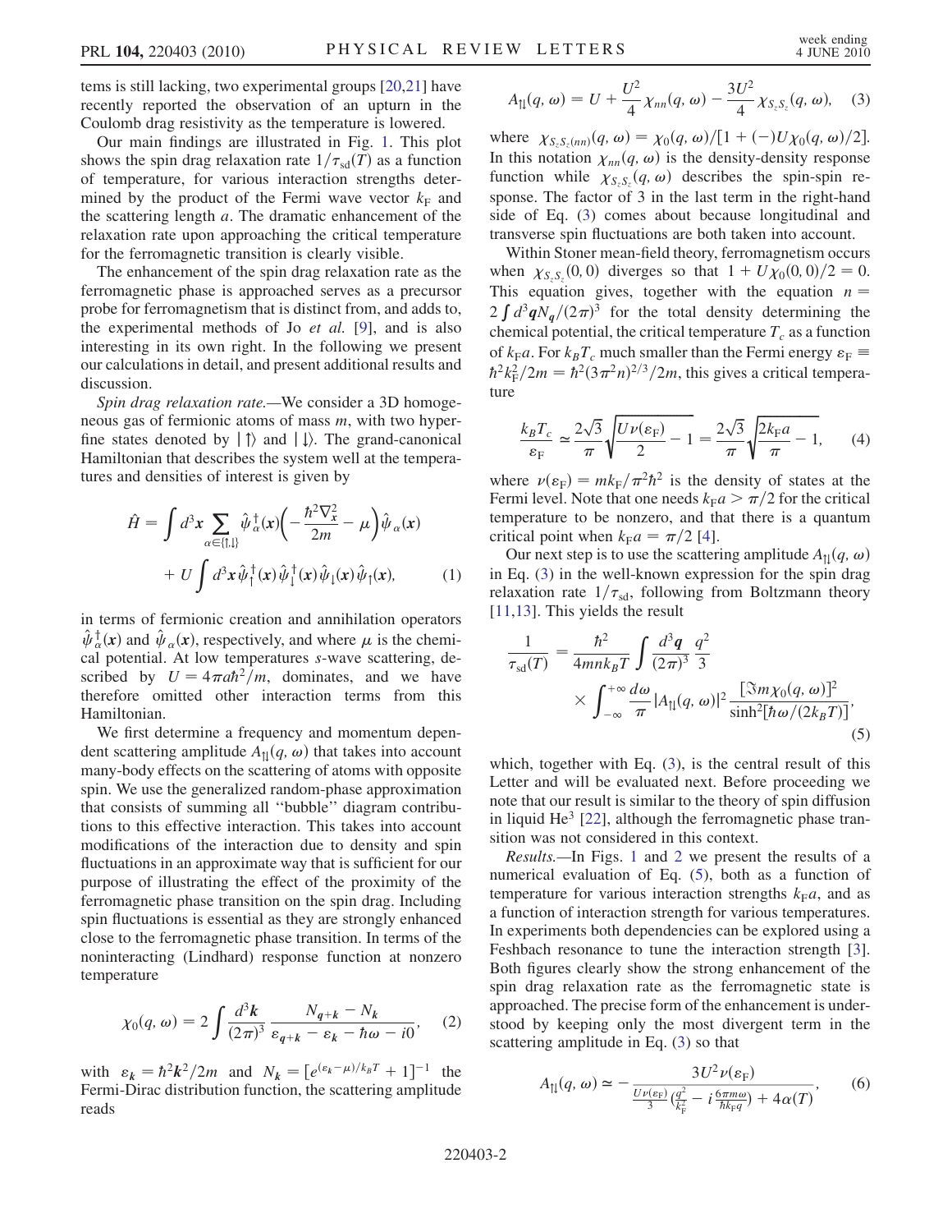tems is still lacking, two experimental groups [20,21] have recently reported the observation of an upturn in the Coulomb drag resistivity as the temperature is lowered.

Our main findings are illustrated in Fig. 1. This plot shows the spin drag relaxation rate $1/\tau_{\rm sd}(T)$ as a function of temperature, for various interaction strengths determined by the product of the Fermi wave vector $k_{\rm F}$ and the scattering length $a$. The dramatic enhancement of the relaxation rate upon approaching the critical temperature for the ferromagnetic transition is clearly visible.

The enhancement of the spin drag relaxation rate as the ferromagnetic phase is approached serves as a precursor probe for ferromagnetism that is distinct from, and adds to, the experimental methods of Jo *et al.* [9], and is also interesting in its own right. In the following we present our calculations in detail, and present additional results and discussion.

*Spin drag relaxation rate.*—We consider a 3D homogeneous gas of fermionic atoms of mass $m$, with two hyperfine states denoted by $|\uparrow\rangle$ and $|\downarrow\rangle$. The grand-canonical Hamiltonian that describes the system well at the temperatures and densities of interest is given by

$$\hat{H} = \int d^3\boldsymbol{x} \sum_{\alpha\in\{\uparrow,\downarrow\}} \hat{\psi}^\dagger_\alpha(\boldsymbol{x})\left(-\frac{\hbar^2\nabla^2_{\boldsymbol{x}}}{2m} - \mu\right)\hat{\psi}_\alpha(\boldsymbol{x}) + U\int d^3\boldsymbol{x}\,\hat{\psi}^\dagger_\uparrow(\boldsymbol{x})\hat{\psi}^\dagger_\downarrow(\boldsymbol{x})\hat{\psi}_\downarrow(\boldsymbol{x})\hat{\psi}_\uparrow(\boldsymbol{x}), \qquad (1)$$

in terms of fermionic creation and annihilation operators $\hat{\psi}^\dagger_\alpha(\boldsymbol{x})$ and $\hat{\psi}_\alpha(\boldsymbol{x})$, respectively, and where $\mu$ is the chemical potential. At low temperatures $s$-wave scattering, described by $U = 4\pi a\hbar^2/m$, dominates, and we have therefore omitted other interaction terms from this Hamiltonian.

We first determine a frequency and momentum dependent scattering amplitude $A_{\uparrow\downarrow}(q,\omega)$ that takes into account many-body effects on the scattering of atoms with opposite spin. We use the generalized random-phase approximation that consists of summing all "bubble" diagram contributions to this effective interaction. This takes into account modifications of the interaction due to density and spin fluctuations in an approximate way that is sufficient for our purpose of illustrating the effect of the proximity of the ferromagnetic phase transition on the spin drag. Including spin fluctuations is essential as they are strongly enhanced close to the ferromagnetic phase transition. In terms of the noninteracting (Lindhard) response function at nonzero temperature

$$\chi_0(q,\omega) = 2\int \frac{d^3\boldsymbol{k}}{(2\pi)^3}\frac{N_{\boldsymbol{q}+\boldsymbol{k}} - N_{\boldsymbol{k}}}{\varepsilon_{\boldsymbol{q}+\boldsymbol{k}} - \varepsilon_{\boldsymbol{k}} - \hbar\omega - i0}, \qquad (2)$$

with $\varepsilon_{\boldsymbol{k}} = \hbar^2\boldsymbol{k}^2/2m$ and $N_{\boldsymbol{k}} = [e^{(\varepsilon_{\boldsymbol{k}}-\mu)/k_BT} + 1]^{-1}$ the Fermi-Dirac distribution function, the scattering amplitude reads

$$A_{\uparrow\downarrow}(q,\omega) = U + \frac{U^2}{4}\chi_{nn}(q,\omega) - \frac{3U^2}{4}\chi_{S_zS_z}(q,\omega), \qquad (3)$$

where $\chi_{S_zS_z(nn)}(q,\omega) = \chi_0(q,\omega)/[1 + (-)U\chi_0(q,\omega)/2]$. In this notation $\chi_{nn}(q,\omega)$ is the density-density response function while $\chi_{S_zS_z}(q,\omega)$ describes the spin-spin response. The factor of 3 in the last term in the right-hand side of Eq. (3) comes about because longitudinal and transverse spin fluctuations are both taken into account.

Within Stoner mean-field theory, ferromagnetism occurs when $\chi_{S_zS_z}(0,0)$ diverges so that $1 + U\chi_0(0,0)/2 = 0$. This equation gives, together with the equation $n = 2\int d^3\boldsymbol{q}N_{\boldsymbol{q}}/(2\pi)^3$ for the total density determining the chemical potential, the critical temperature $T_c$ as a function of $k_{\rm F}a$. For $k_BT_c$ much smaller than the Fermi energy $\varepsilon_{\rm F} \equiv \hbar^2k_{\rm F}^2/2m = \hbar^2(3\pi^2n)^{2/3}/2m$, this gives a critical temperature

$$\frac{k_BT_c}{\varepsilon_{\rm F}} \simeq \frac{2\sqrt{3}}{\pi}\sqrt{\frac{U\nu(\varepsilon_{\rm F})}{2} - 1} = \frac{2\sqrt{3}}{\pi}\sqrt{\frac{2k_{\rm F}a}{\pi} - 1}, \qquad (4)$$

where $\nu(\varepsilon_{\rm F}) = mk_{\rm F}/\pi^2\hbar^2$ is the density of states at the Fermi level. Note that one needs $k_{\rm F}a > \pi/2$ for the critical temperature to be nonzero, and that there is a quantum critical point when $k_{\rm F}a = \pi/2$ [4].

Our next step is to use the scattering amplitude $A_{\uparrow\downarrow}(q,\omega)$ in Eq. (3) in the well-known expression for the spin drag relaxation rate $1/\tau_{\rm sd}$, following from Boltzmann theory [11,13]. This yields the result

$$\frac{1}{\tau_{\rm sd}(T)} = \frac{\hbar^2}{4mnk_BT}\int\frac{d^3\boldsymbol{q}}{(2\pi)^3}\frac{q^2}{3} \times \int_{-\infty}^{+\infty}\frac{d\omega}{\pi}|A_{\uparrow\downarrow}(q,\omega)|^2\frac{[\Im m\chi_0(q,\omega)]^2}{\sinh^2[\hbar\omega/(2k_BT)]}, \qquad (5)$$

which, together with Eq. (3), is the central result of this Letter and will be evaluated next. Before proceeding we note that our result is similar to the theory of spin diffusion in liquid He$^3$ [22], although the ferromagnetic phase transition was not considered in this context.

*Results.*—In Figs. 1 and 2 we present the results of a numerical evaluation of Eq. (5), both as a function of temperature for various interaction strengths $k_{\rm F}a$, and as a function of interaction strength for various temperatures. In experiments both dependencies can be explored using a Feshbach resonance to tune the interaction strength [3]. Both figures clearly show the strong enhancement of the spin drag relaxation rate as the ferromagnetic state is approached. The precise form of the enhancement is understood by keeping only the most divergent term in the scattering amplitude in Eq. (3) so that

$$A_{\uparrow\downarrow}(q,\omega) \simeq -\frac{3U^2\nu(\varepsilon_{\rm F})}{\frac{U\nu(\varepsilon_{\rm F})}{3}\left(\frac{q^2}{k_{\rm F}^2} - i\frac{6\pi m\omega}{\hbar k_{\rm F}q}\right) + 4\alpha(T)}, \qquad (6)$$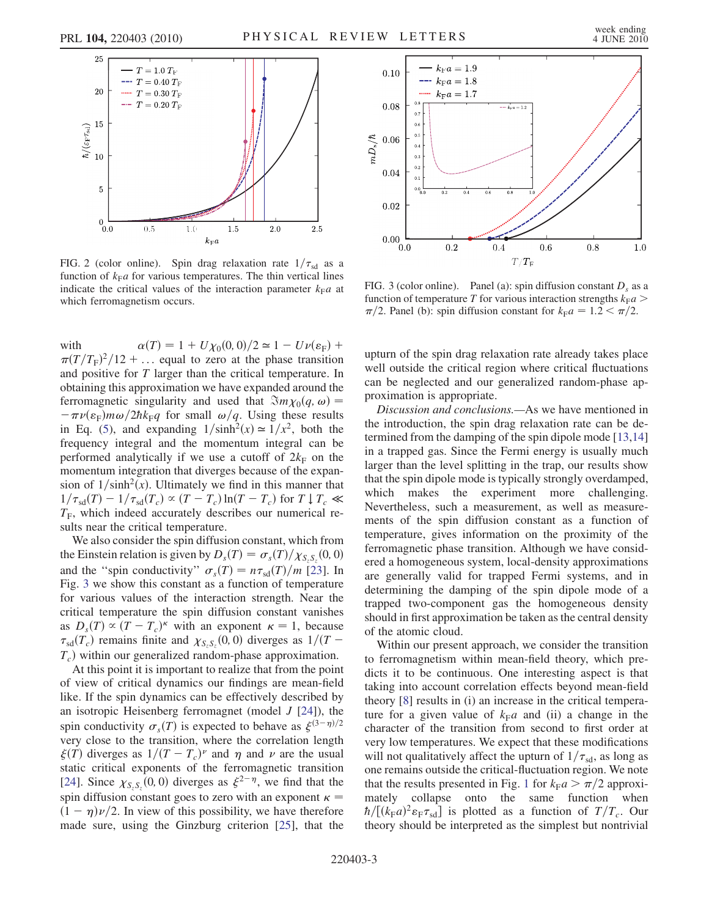FIG. 2 (color online). Spin drag relaxation rate $1/\tau_{\rm sd}$ as a function of $k_{\rm F}a$ for various temperatures. The thin vertical lines indicate the critical values of the interaction parameter $k_{\rm F}a$ at which ferromagnetism occurs.

FIG. 3 (color online). Panel (a): spin diffusion constant $D_s$ as a function of temperature $T$ for various interaction strengths $k_{\rm F}a > \pi/2$. Panel (b): spin diffusion constant for $k_{\rm F}a = 1.2 < \pi/2$.

with $\alpha(T) = 1 + U\chi_0(0,0)/2 \simeq 1 - U\nu(\varepsilon_{\rm F}) + \pi(T/T_{\rm F})^2/12 + \ldots$ equal to zero at the phase transition and positive for $T$ larger than the critical temperature. In obtaining this approximation we have expanded around the ferromagnetic singularity and used that $\Im m\chi_0(q,\omega) = -\pi\nu(\varepsilon_{\rm F})m\omega/2\hbar k_{\rm F}q$ for small $\omega/q$. Using these results in Eq. (5), and expanding $1/\sinh^2(x) \simeq 1/x^2$, both the frequency integral and the momentum integral can be performed analytically if we use a cutoff of $2k_{\rm F}$ on the momentum integration that diverges because of the expansion of $1/\sinh^2(x)$. Ultimately we find in this manner that $1/\tau_{\rm sd}(T) - 1/\tau_{\rm sd}(T_c) \propto (T - T_c)\ln(T - T_c)$ for $T \downarrow T_c \ll T_{\rm F}$, which indeed accurately describes our numerical results near the critical temperature.

We also consider the spin diffusion constant, which from the Einstein relation is given by $D_s(T) = \sigma_s(T)/\chi_{S_zS_z}(0,0)$ and the "spin conductivity" $\sigma_s(T) = n\tau_{\rm sd}(T)/m$ [23]. In Fig. 3 we show this constant as a function of temperature for various values of the interaction strength. Near the critical temperature the spin diffusion constant vanishes as $D_s(T) \propto (T - T_c)^\kappa$ with an exponent $\kappa = 1$, because $\tau_{\rm sd}(T_c)$ remains finite and $\chi_{S_zS_z}(0,0)$ diverges as $1/(T - T_c)$ within our generalized random-phase approximation.

At this point it is important to realize that from the point of view of critical dynamics our findings are mean-field like. If the spin dynamics can be effectively described by an isotropic Heisenberg ferromagnet (model $J$ [24]), the spin conductivity $\sigma_s(T)$ is expected to behave as $\xi^{(3-\eta)/2}$ very close to the transition, where the correlation length $\xi(T)$ diverges as $1/(T - T_c)^\nu$ and $\eta$ and $\nu$ are the usual static critical exponents of the ferromagnetic transition [24]. Since $\chi_{S_zS_z}(0,0)$ diverges as $\xi^{2-\eta}$, we find that the spin diffusion constant goes to zero with an exponent $\kappa = (1-\eta)\nu/2$. In view of this possibility, we have therefore made sure, using the Ginzburg criterion [25], that the upturn of the spin drag relaxation rate already takes place well outside the critical region where critical fluctuations can be neglected and our generalized random-phase approximation is appropriate.

*Discussion and conclusions.*—As we have mentioned in the introduction, the spin drag relaxation rate can be determined from the damping of the spin dipole mode [13,14] in a trapped gas. Since the Fermi energy is usually much larger than the level splitting in the trap, our results show that the spin dipole mode is typically strongly overdamped, which makes the experiment more challenging. Nevertheless, such a measurement, as well as measurements of the spin diffusion constant as a function of temperature, gives information on the proximity of the ferromagnetic phase transition. Although we have considered a homogeneous system, local-density approximations are generally valid for trapped Fermi systems, and in determining the damping of the spin dipole mode of a trapped two-component gas the homogeneous density should in first approximation be taken as the central density of the atomic cloud.

Within our present approach, we consider the transition to ferromagnetism within mean-field theory, which predicts it to be continuous. One interesting aspect is that taking into account correlation effects beyond mean-field theory [8] results in (i) an increase in the critical temperature for a given value of $k_{\rm F}a$ and (ii) a change in the character of the transition from second to first order at very low temperatures. We expect that these modifications will not qualitatively affect the upturn of $1/\tau_{\rm sd}$, as long as one remains outside the critical-fluctuation region. We note that the results presented in Fig. 1 for $k_{\rm F}a > \pi/2$ approximately collapse onto the same function when $\hbar/[(k_{\rm F}a)^2\varepsilon_{\rm F}\tau_{\rm sd}]$ is plotted as a function of $T/T_c$. Our theory should be interpreted as the simplest but nontrivial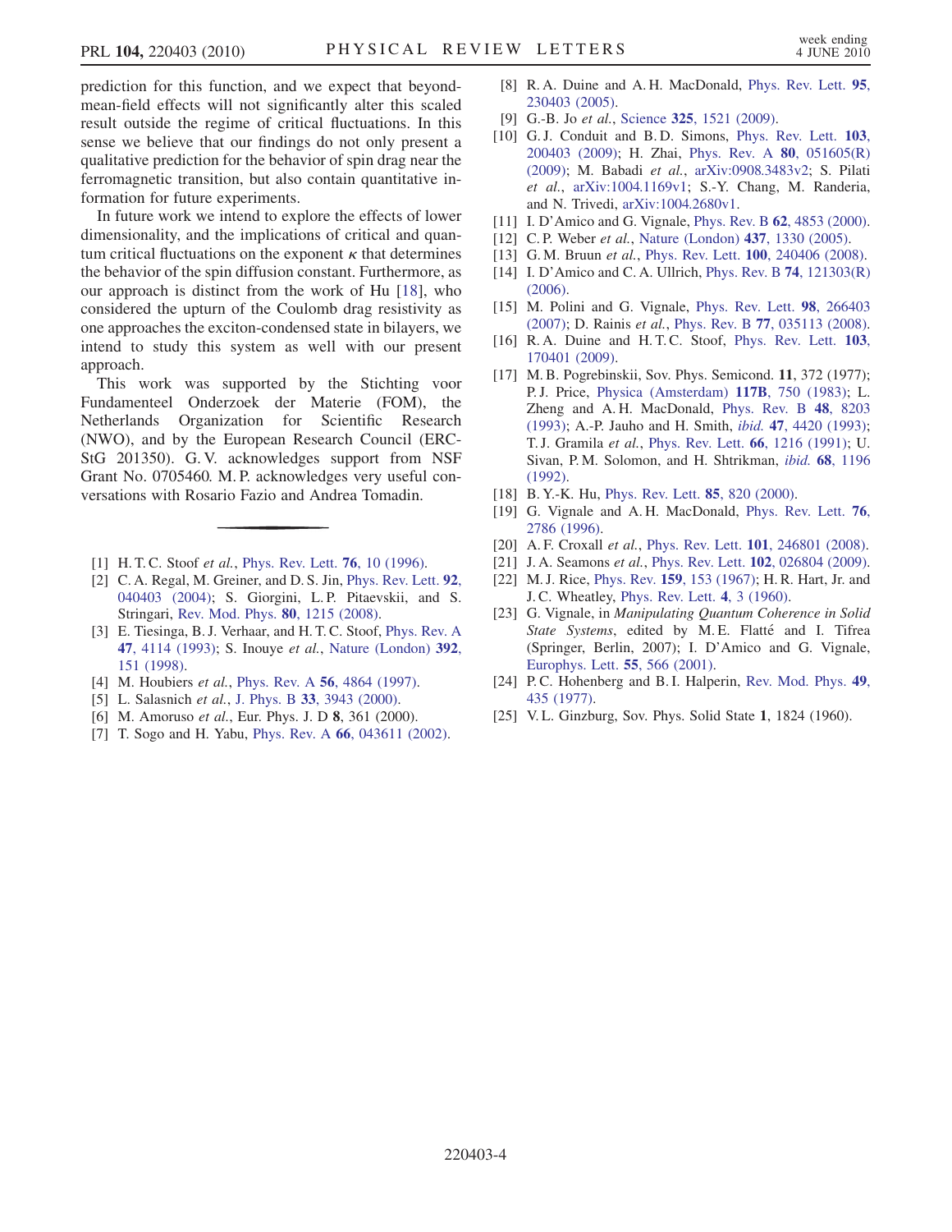prediction for this function, and we expect that beyond-mean-field effects will not significantly alter this scaled result outside the regime of critical fluctuations. In this sense we believe that our findings do not only present a qualitative prediction for the behavior of spin drag near the ferromagnetic transition, but also contain quantitative information for future experiments.

In future work we intend to explore the effects of lower dimensionality, and the implications of critical and quantum critical fluctuations on the exponent $\kappa$ that determines the behavior of the spin diffusion constant. Furthermore, as our approach is distinct from the work of Hu [18], who considered the upturn of the Coulomb drag resistivity as one approaches the exciton-condensed state in bilayers, we intend to study this system as well with our present approach.

This work was supported by the Stichting voor Fundamenteel Onderzoek der Materie (FOM), the Netherlands Organization for Scientific Research (NWO), and by the European Research Council (ERC-StG 201350). G. V. acknowledges support from NSF Grant No. 0705460. M. P. acknowledges very useful conversations with Rosario Fazio and Andrea Tomadin.

---

[1] H. T. C. Stoof *et al.*, Phys. Rev. Lett. **76**, 10 (1996).

[2] C. A. Regal, M. Greiner, and D. S. Jin, Phys. Rev. Lett. **92**, 040403 (2004); S. Giorgini, L. P. Pitaevskii, and S. Stringari, Rev. Mod. Phys. **80**, 1215 (2008).

[3] E. Tiesinga, B. J. Verhaar, and H. T. C. Stoof, Phys. Rev. A **47**, 4114 (1993); S. Inouye *et al.*, Nature (London) **392**, 151 (1998).

[4] M. Houbiers *et al.*, Phys. Rev. A **56**, 4864 (1997).

[5] L. Salasnich *et al.*, J. Phys. B **33**, 3943 (2000).

[6] M. Amoruso *et al.*, Eur. Phys. J. D **8**, 361 (2000).

[7] T. Sogo and H. Yabu, Phys. Rev. A **66**, 043611 (2002).

[8] R. A. Duine and A. H. MacDonald, Phys. Rev. Lett. **95**, 230403 (2005).

[9] G.-B. Jo *et al.*, Science **325**, 1521 (2009).

[10] G. J. Conduit and B. D. Simons, Phys. Rev. Lett. **103**, 200403 (2009); H. Zhai, Phys. Rev. A **80**, 051605(R) (2009); M. Babadi *et al.*, arXiv:0908.3483v2; S. Pilati *et al.*, arXiv:1004.1169v1; S.-Y. Chang, M. Randeria, and N. Trivedi, arXiv:1004.2680v1.

[11] I. D'Amico and G. Vignale, Phys. Rev. B **62**, 4853 (2000).

[12] C. P. Weber *et al.*, Nature (London) **437**, 1330 (2005).

[13] G. M. Bruun *et al.*, Phys. Rev. Lett. **100**, 240406 (2008).

[14] I. D'Amico and C. A. Ullrich, Phys. Rev. B **74**, 121303(R) (2006).

[15] M. Polini and G. Vignale, Phys. Rev. Lett. **98**, 266403 (2007); D. Rainis *et al.*, Phys. Rev. B **77**, 035113 (2008).

[16] R. A. Duine and H. T. C. Stoof, Phys. Rev. Lett. **103**, 170401 (2009).

[17] M. B. Pogrebinskii, Sov. Phys. Semicond. **11**, 372 (1977); P. J. Price, Physica (Amsterdam) **117B**, 750 (1983); L. Zheng and A. H. MacDonald, Phys. Rev. B **48**, 8203 (1993); A.-P. Jauho and H. Smith, *ibid.* **47**, 4420 (1993); T. J. Gramila *et al.*, Phys. Rev. Lett. **66**, 1216 (1991); U. Sivan, P. M. Solomon, and H. Shtrikman, *ibid.* **68**, 1196 (1992).

[18] B. Y.-K. Hu, Phys. Rev. Lett. **85**, 820 (2000).

[19] G. Vignale and A. H. MacDonald, Phys. Rev. Lett. **76**, 2786 (1996).

[20] A. F. Croxall *et al.*, Phys. Rev. Lett. **101**, 246801 (2008).

[21] J. A. Seamons *et al.*, Phys. Rev. Lett. **102**, 026804 (2009).

[22] M. J. Rice, Phys. Rev. **159**, 153 (1967); H. R. Hart, Jr. and J. C. Wheatley, Phys. Rev. Lett. **4**, 3 (1960).

[23] G. Vignale, in *Manipulating Quantum Coherence in Solid State Systems*, edited by M. E. Flatté and I. Tifrea (Springer, Berlin, 2007); I. D'Amico and G. Vignale, Europhys. Lett. **55**, 566 (2001).

[24] P. C. Hohenberg and B. I. Halperin, Rev. Mod. Phys. **49**, 435 (1977).

[25] V. L. Ginzburg, Sov. Phys. Solid State **1**, 1824 (1960).